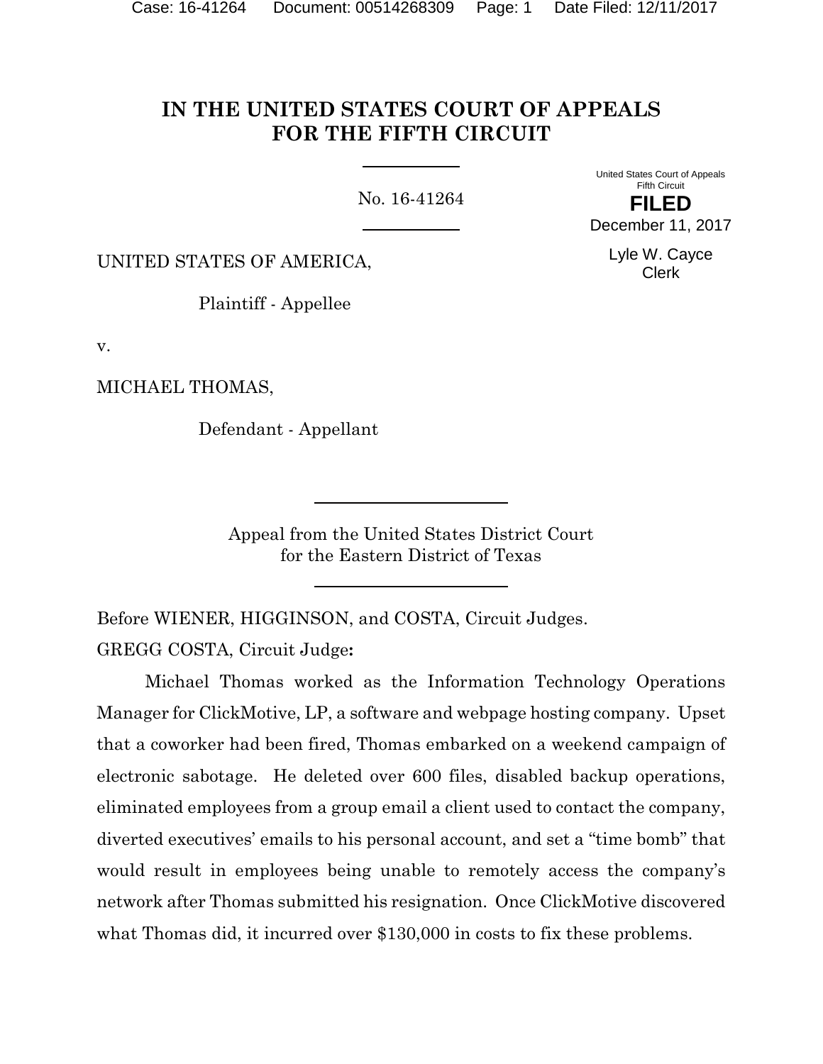# IN THE UNITED STATES COURT OF APPEALS FOR THE FIFTH CIRCUIT

No. 16-41264

United States Court of Appeals
Fifth Circuit

**FILED**

December 11, 2017

Lyle W. Cayce
Clerk

UNITED STATES OF AMERICA,

Plaintiff - Appellee

v.

MICHAEL THOMAS,

Defendant - Appellant

Appeal from the United States District Court
for the Eastern District of Texas

Before WIENER, HIGGINSON, and COSTA, Circuit Judges.

GREGG COSTA, Circuit Judge**:**

Michael Thomas worked as the Information Technology Operations Manager for ClickMotive, LP, a software and webpage hosting company. Upset that a coworker had been fired, Thomas embarked on a weekend campaign of electronic sabotage. He deleted over 600 files, disabled backup operations, eliminated employees from a group email a client used to contact the company, diverted executives' emails to his personal account, and set a "time bomb" that would result in employees being unable to remotely access the company's network after Thomas submitted his resignation. Once ClickMotive discovered what Thomas did, it incurred over $130,000 in costs to fix these problems.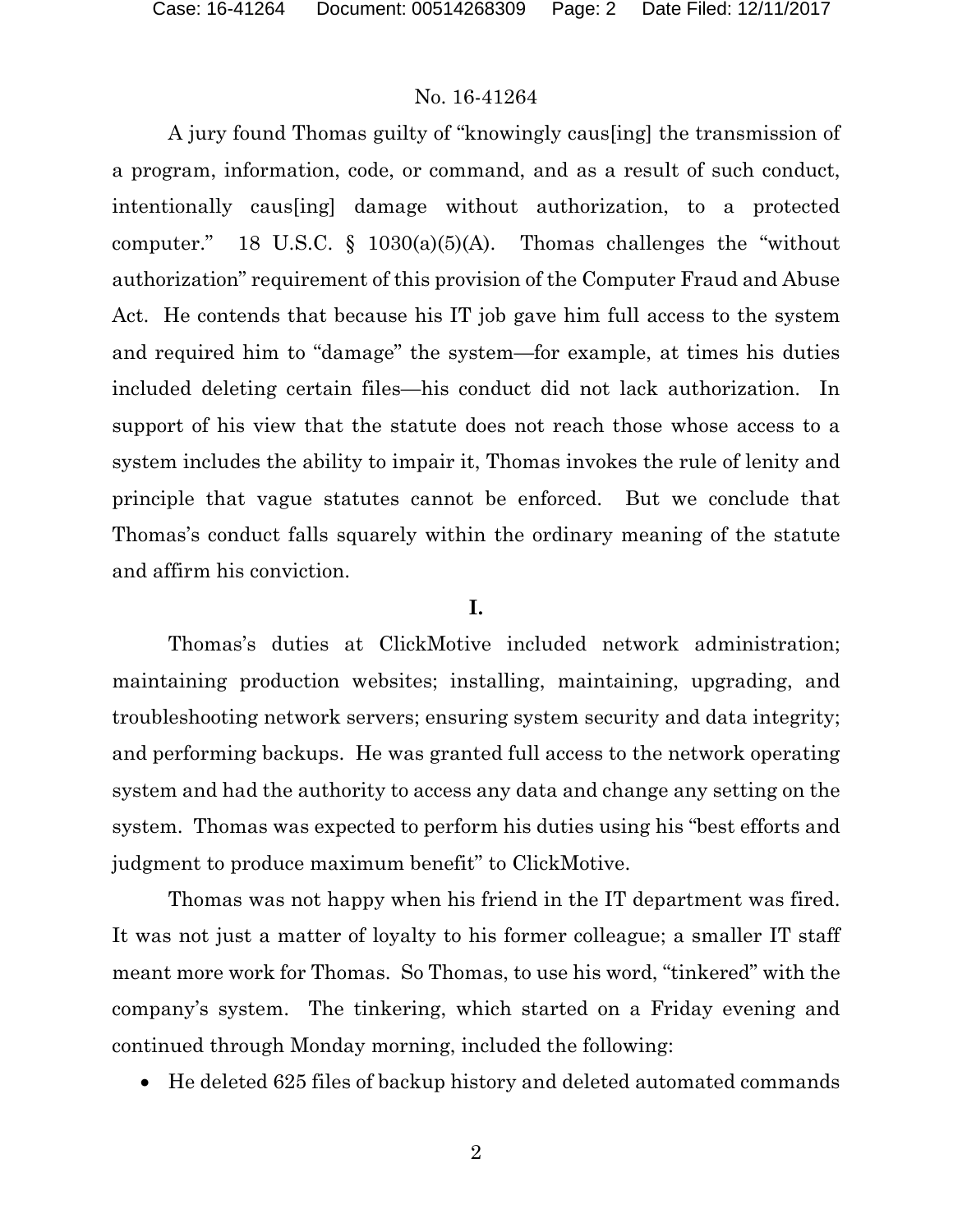No. 16-41264

A jury found Thomas guilty of "knowingly caus[ing] the transmission of a program, information, code, or command, and as a result of such conduct, intentionally caus[ing] damage without authorization, to a protected computer." 18 U.S.C. § 1030(a)(5)(A). Thomas challenges the "without authorization" requirement of this provision of the Computer Fraud and Abuse Act. He contends that because his IT job gave him full access to the system and required him to "damage" the system—for example, at times his duties included deleting certain files—his conduct did not lack authorization. In support of his view that the statute does not reach those whose access to a system includes the ability to impair it, Thomas invokes the rule of lenity and principle that vague statutes cannot be enforced. But we conclude that Thomas's conduct falls squarely within the ordinary meaning of the statute and affirm his conviction.

## I.

Thomas's duties at ClickMotive included network administration; maintaining production websites; installing, maintaining, upgrading, and troubleshooting network servers; ensuring system security and data integrity; and performing backups. He was granted full access to the network operating system and had the authority to access any data and change any setting on the system. Thomas was expected to perform his duties using his "best efforts and judgment to produce maximum benefit" to ClickMotive.

Thomas was not happy when his friend in the IT department was fired. It was not just a matter of loyalty to his former colleague; a smaller IT staff meant more work for Thomas. So Thomas, to use his word, "tinkered" with the company's system. The tinkering, which started on a Friday evening and continued through Monday morning, included the following:

- He deleted 625 files of backup history and deleted automated commands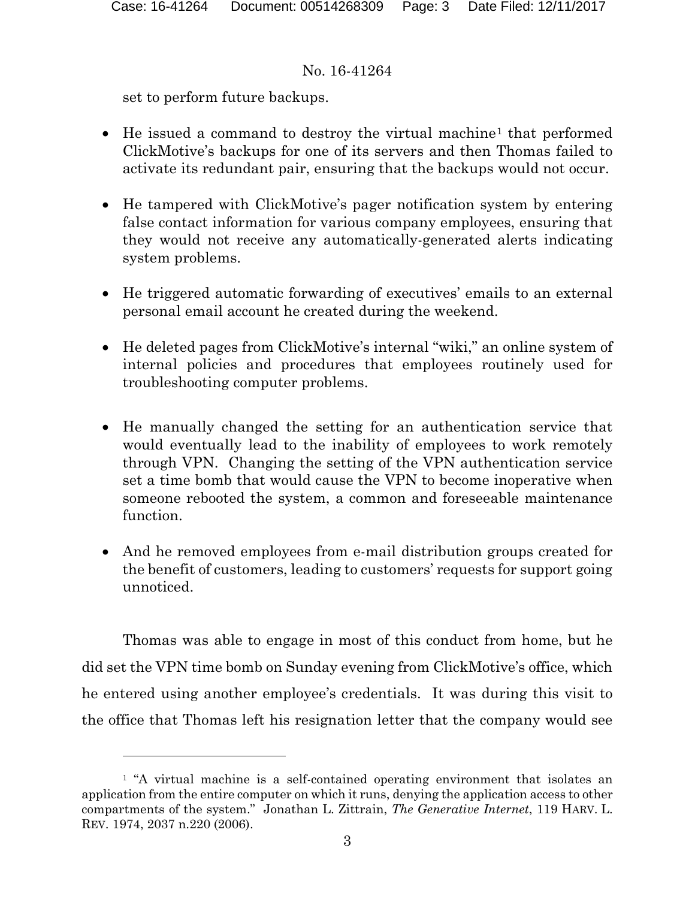set to perform future backups.

- He issued a command to destroy the virtual machine[1] that performed ClickMotive's backups for one of its servers and then Thomas failed to activate its redundant pair, ensuring that the backups would not occur.

- He tampered with ClickMotive's pager notification system by entering false contact information for various company employees, ensuring that they would not receive any automatically-generated alerts indicating system problems.

- He triggered automatic forwarding of executives' emails to an external personal email account he created during the weekend.

- He deleted pages from ClickMotive's internal "wiki," an online system of internal policies and procedures that employees routinely used for troubleshooting computer problems.

- He manually changed the setting for an authentication service that would eventually lead to the inability of employees to work remotely through VPN. Changing the setting of the VPN authentication service set a time bomb that would cause the VPN to become inoperative when someone rebooted the system, a common and foreseeable maintenance function.

- And he removed employees from e-mail distribution groups created for the benefit of customers, leading to customers' requests for support going unnoticed.

Thomas was able to engage in most of this conduct from home, but he did set the VPN time bomb on Sunday evening from ClickMotive's office, which he entered using another employee's credentials. It was during this visit to the office that Thomas left his resignation letter that the company would see

[1] "A virtual machine is a self-contained operating environment that isolates an application from the entire computer on which it runs, denying the application access to other compartments of the system." Jonathan L. Zittrain, *The Generative Internet*, 119 HARV. L. REV. 1974, 2037 n.220 (2006).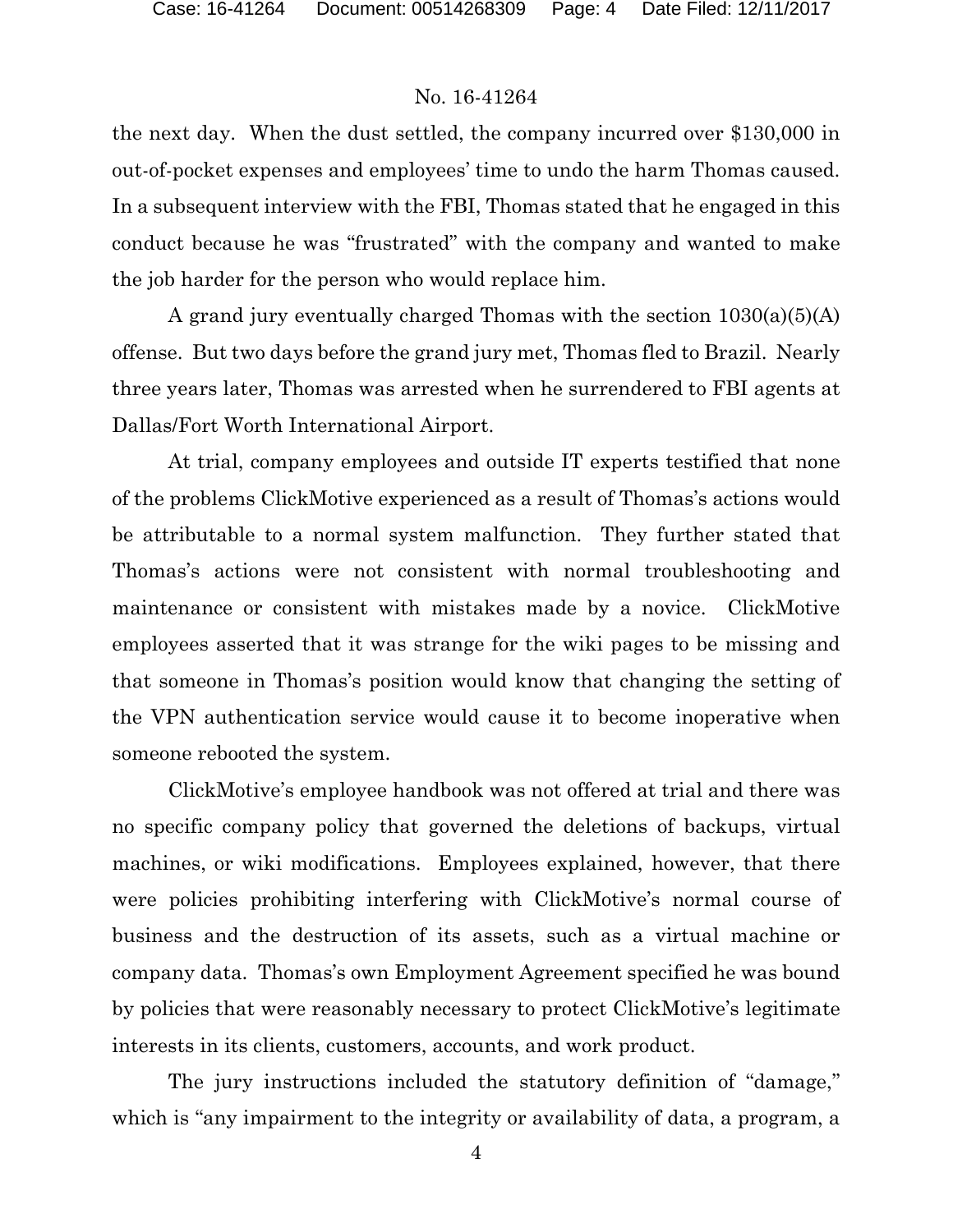the next day. When the dust settled, the company incurred over $130,000 in out-of-pocket expenses and employees' time to undo the harm Thomas caused. In a subsequent interview with the FBI, Thomas stated that he engaged in this conduct because he was "frustrated" with the company and wanted to make the job harder for the person who would replace him.

A grand jury eventually charged Thomas with the section 1030(a)(5)(A) offense. But two days before the grand jury met, Thomas fled to Brazil. Nearly three years later, Thomas was arrested when he surrendered to FBI agents at Dallas/Fort Worth International Airport.

At trial, company employees and outside IT experts testified that none of the problems ClickMotive experienced as a result of Thomas's actions would be attributable to a normal system malfunction. They further stated that Thomas's actions were not consistent with normal troubleshooting and maintenance or consistent with mistakes made by a novice. ClickMotive employees asserted that it was strange for the wiki pages to be missing and that someone in Thomas's position would know that changing the setting of the VPN authentication service would cause it to become inoperative when someone rebooted the system.

ClickMotive's employee handbook was not offered at trial and there was no specific company policy that governed the deletions of backups, virtual machines, or wiki modifications. Employees explained, however, that there were policies prohibiting interfering with ClickMotive's normal course of business and the destruction of its assets, such as a virtual machine or company data. Thomas's own Employment Agreement specified he was bound by policies that were reasonably necessary to protect ClickMotive's legitimate interests in its clients, customers, accounts, and work product.

The jury instructions included the statutory definition of "damage," which is "any impairment to the integrity or availability of data, a program, a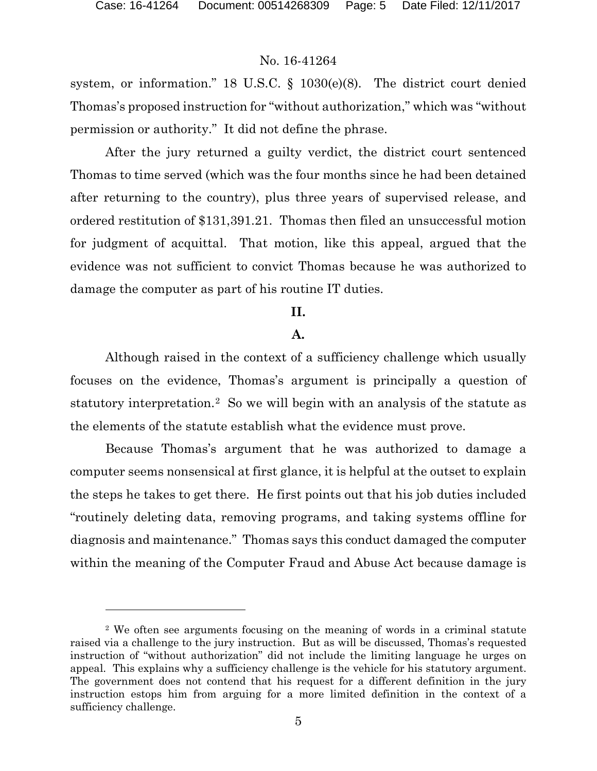system, or information." 18 U.S.C. § 1030(e)(8). The district court denied Thomas's proposed instruction for "without authorization," which was "without permission or authority." It did not define the phrase.

After the jury returned a guilty verdict, the district court sentenced Thomas to time served (which was the four months since he had been detained after returning to the country), plus three years of supervised release, and ordered restitution of $131,391.21. Thomas then filed an unsuccessful motion for judgment of acquittal. That motion, like this appeal, argued that the evidence was not sufficient to convict Thomas because he was authorized to damage the computer as part of his routine IT duties.

## II.

### A.

Although raised in the context of a sufficiency challenge which usually focuses on the evidence, Thomas's argument is principally a question of statutory interpretation.[2] So we will begin with an analysis of the statute as the elements of the statute establish what the evidence must prove.

Because Thomas's argument that he was authorized to damage a computer seems nonsensical at first glance, it is helpful at the outset to explain the steps he takes to get there. He first points out that his job duties included "routinely deleting data, removing programs, and taking systems offline for diagnosis and maintenance." Thomas says this conduct damaged the computer within the meaning of the Computer Fraud and Abuse Act because damage is

---

[2] We often see arguments focusing on the meaning of words in a criminal statute raised via a challenge to the jury instruction. But as will be discussed, Thomas's requested instruction of "without authorization" did not include the limiting language he urges on appeal. This explains why a sufficiency challenge is the vehicle for his statutory argument. The government does not contend that his request for a different definition in the jury instruction estops him from arguing for a more limited definition in the context of a sufficiency challenge.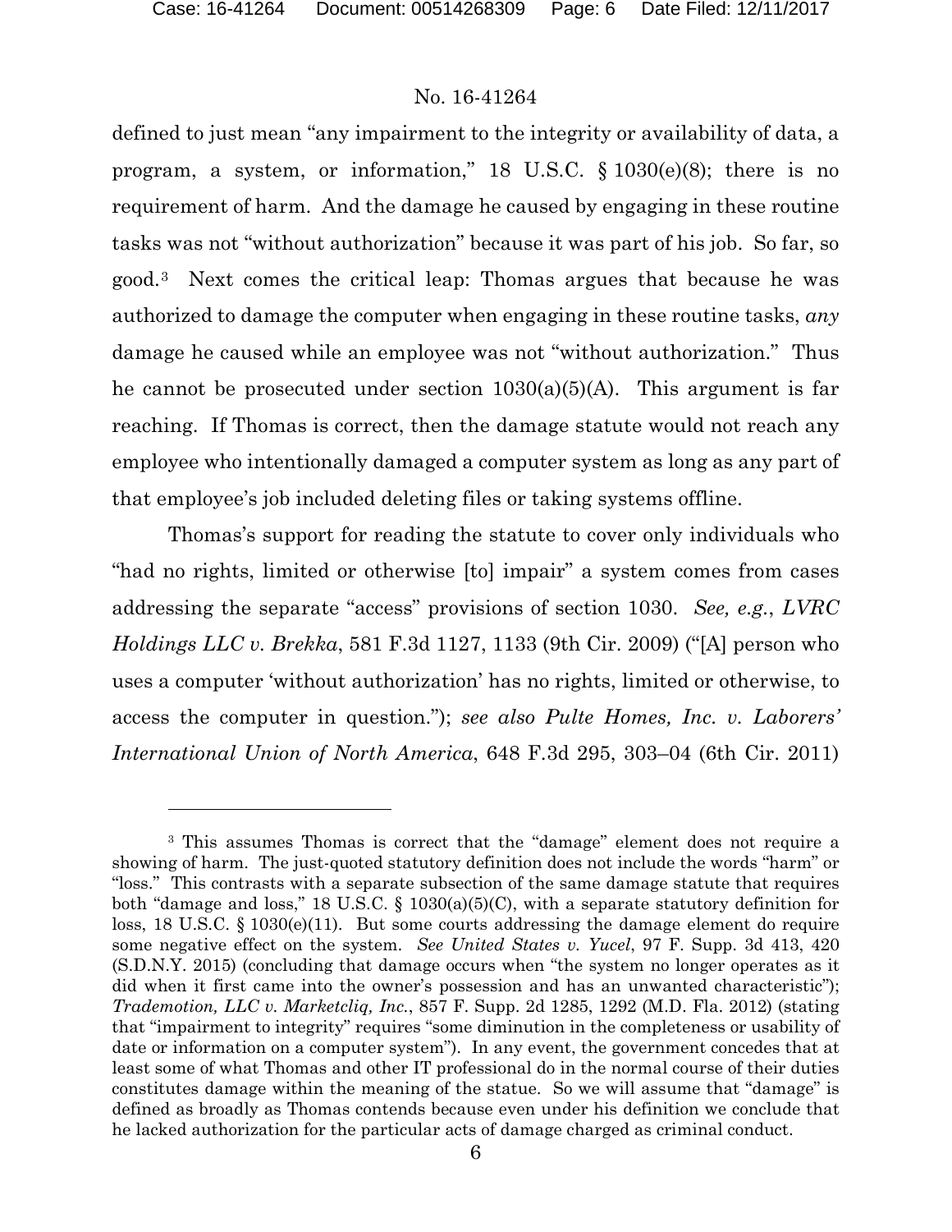defined to just mean "any impairment to the integrity or availability of data, a program, a system, or information," 18 U.S.C. § 1030(e)(8); there is no requirement of harm. And the damage he caused by engaging in these routine tasks was not "without authorization" because it was part of his job. So far, so good.[3] Next comes the critical leap: Thomas argues that because he was authorized to damage the computer when engaging in these routine tasks, *any* damage he caused while an employee was not "without authorization." Thus he cannot be prosecuted under section 1030(a)(5)(A). This argument is far reaching. If Thomas is correct, then the damage statute would not reach any employee who intentionally damaged a computer system as long as any part of that employee's job included deleting files or taking systems offline.

Thomas's support for reading the statute to cover only individuals who "had no rights, limited or otherwise [to] impair" a system comes from cases addressing the separate "access" provisions of section 1030. *See, e.g.*, *LVRC Holdings LLC v. Brekka*, 581 F.3d 1127, 1133 (9th Cir. 2009) ("[A] person who uses a computer 'without authorization' has no rights, limited or otherwise, to access the computer in question."); *see also Pulte Homes, Inc. v. Laborers' International Union of North America*, 648 F.3d 295, 303–04 (6th Cir. 2011)

---

[3] This assumes Thomas is correct that the "damage" element does not require a showing of harm. The just-quoted statutory definition does not include the words "harm" or "loss." This contrasts with a separate subsection of the same damage statute that requires both "damage and loss," 18 U.S.C. § 1030(a)(5)(C), with a separate statutory definition for loss, 18 U.S.C. § 1030(e)(11). But some courts addressing the damage element do require some negative effect on the system. *See United States v. Yucel*, 97 F. Supp. 3d 413, 420 (S.D.N.Y. 2015) (concluding that damage occurs when "the system no longer operates as it did when it first came into the owner's possession and has an unwanted characteristic"); *Trademotion, LLC v. Marketcliq, Inc.*, 857 F. Supp. 2d 1285, 1292 (M.D. Fla. 2012) (stating that "impairment to integrity" requires "some diminution in the completeness or usability of date or information on a computer system"). In any event, the government concedes that at least some of what Thomas and other IT professional do in the normal course of their duties constitutes damage within the meaning of the statue. So we will assume that "damage" is defined as broadly as Thomas contends because even under his definition we conclude that he lacked authorization for the particular acts of damage charged as criminal conduct.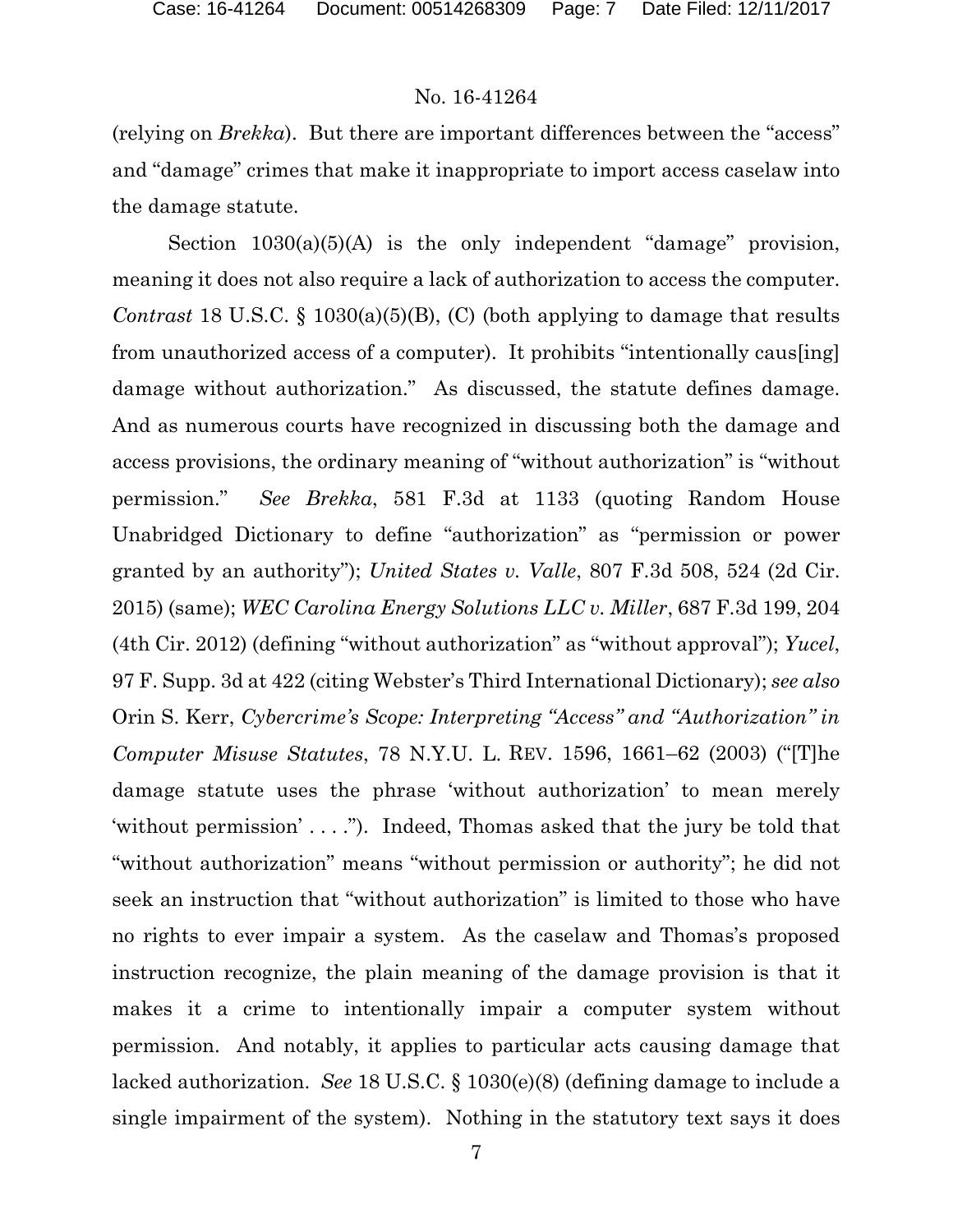(relying on *Brekka*). But there are important differences between the "access" and "damage" crimes that make it inappropriate to import access caselaw into the damage statute.

Section 1030(a)(5)(A) is the only independent "damage" provision, meaning it does not also require a lack of authorization to access the computer. *Contrast* 18 U.S.C. § 1030(a)(5)(B), (C) (both applying to damage that results from unauthorized access of a computer). It prohibits "intentionally caus[ing] damage without authorization." As discussed, the statute defines damage. And as numerous courts have recognized in discussing both the damage and access provisions, the ordinary meaning of "without authorization" is "without permission." *See Brekka*, 581 F.3d at 1133 (quoting Random House Unabridged Dictionary to define "authorization" as "permission or power granted by an authority"); *United States v. Valle*, 807 F.3d 508, 524 (2d Cir. 2015) (same); *WEC Carolina Energy Solutions LLC v. Miller*, 687 F.3d 199, 204 (4th Cir. 2012) (defining "without authorization" as "without approval"); *Yucel*, 97 F. Supp. 3d at 422 (citing Webster's Third International Dictionary); *see also* Orin S. Kerr, *Cybercrime's Scope: Interpreting "Access" and "Authorization" in Computer Misuse Statutes*, 78 N.Y.U. L. REV. 1596, 1661–62 (2003) ("[T]he damage statute uses the phrase 'without authorization' to mean merely 'without permission' . . . ."). Indeed, Thomas asked that the jury be told that "without authorization" means "without permission or authority"; he did not seek an instruction that "without authorization" is limited to those who have no rights to ever impair a system. As the caselaw and Thomas's proposed instruction recognize, the plain meaning of the damage provision is that it makes it a crime to intentionally impair a computer system without permission. And notably, it applies to particular acts causing damage that lacked authorization. *See* 18 U.S.C. § 1030(e)(8) (defining damage to include a single impairment of the system). Nothing in the statutory text says it does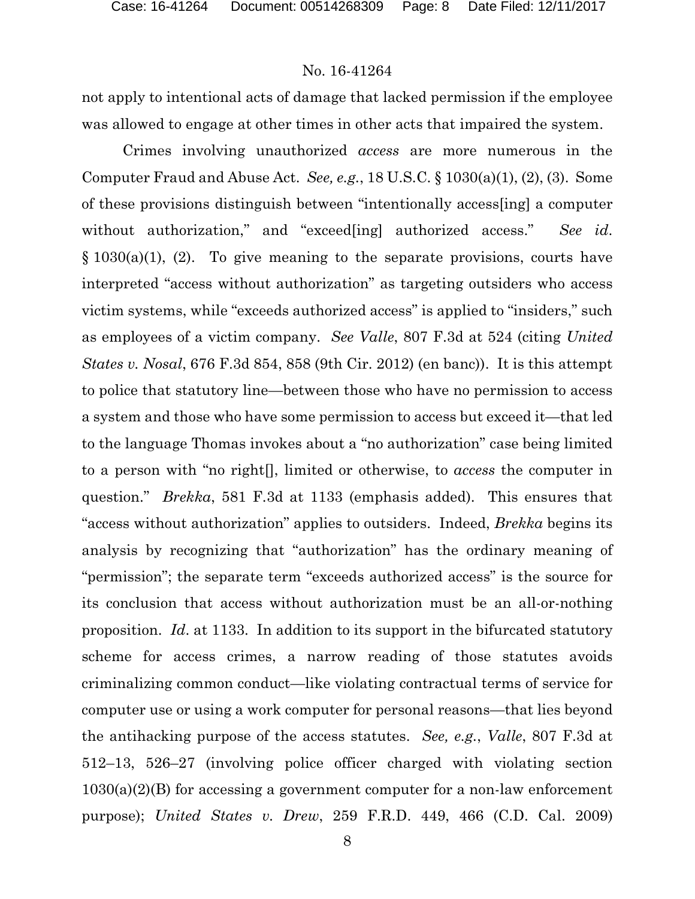not apply to intentional acts of damage that lacked permission if the employee was allowed to engage at other times in other acts that impaired the system.

Crimes involving unauthorized *access* are more numerous in the Computer Fraud and Abuse Act. *See, e.g.*, 18 U.S.C. § 1030(a)(1), (2), (3). Some of these provisions distinguish between "intentionally access[ing] a computer without authorization," and "exceed[ing] authorized access." *See id*. § 1030(a)(1), (2). To give meaning to the separate provisions, courts have interpreted "access without authorization" as targeting outsiders who access victim systems, while "exceeds authorized access" is applied to "insiders," such as employees of a victim company. *See Valle*, 807 F.3d at 524 (citing *United States v. Nosal*, 676 F.3d 854, 858 (9th Cir. 2012) (en banc)). It is this attempt to police that statutory line—between those who have no permission to access a system and those who have some permission to access but exceed it—that led to the language Thomas invokes about a "no authorization" case being limited to a person with "no right[], limited or otherwise, to *access* the computer in question." *Brekka*, 581 F.3d at 1133 (emphasis added). This ensures that "access without authorization" applies to outsiders. Indeed, *Brekka* begins its analysis by recognizing that "authorization" has the ordinary meaning of "permission"; the separate term "exceeds authorized access" is the source for its conclusion that access without authorization must be an all-or-nothing proposition. *Id*. at 1133. In addition to its support in the bifurcated statutory scheme for access crimes, a narrow reading of those statutes avoids criminalizing common conduct—like violating contractual terms of service for computer use or using a work computer for personal reasons—that lies beyond the antihacking purpose of the access statutes. *See, e.g.*, *Valle*, 807 F.3d at 512–13, 526–27 (involving police officer charged with violating section 1030(a)(2)(B) for accessing a government computer for a non-law enforcement purpose); *United States v. Drew*, 259 F.R.D. 449, 466 (C.D. Cal. 2009)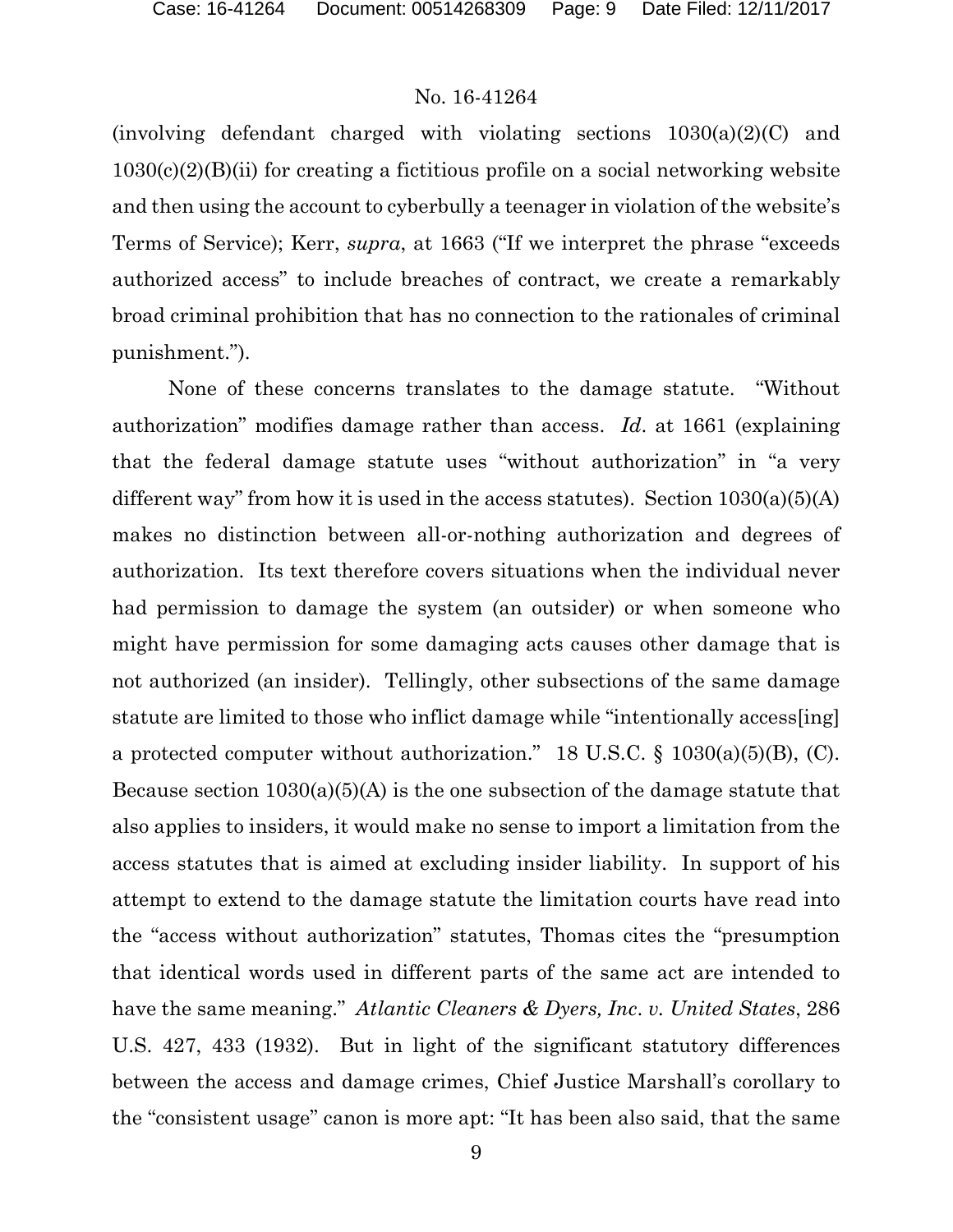(involving defendant charged with violating sections 1030(a)(2)(C) and 1030(c)(2)(B)(ii) for creating a fictitious profile on a social networking website and then using the account to cyberbully a teenager in violation of the website's Terms of Service); Kerr, *supra*, at 1663 ("If we interpret the phrase "exceeds authorized access" to include breaches of contract, we create a remarkably broad criminal prohibition that has no connection to the rationales of criminal punishment.").

None of these concerns translates to the damage statute. "Without authorization" modifies damage rather than access. *Id*. at 1661 (explaining that the federal damage statute uses "without authorization" in "a very different way" from how it is used in the access statutes). Section 1030(a)(5)(A) makes no distinction between all-or-nothing authorization and degrees of authorization. Its text therefore covers situations when the individual never had permission to damage the system (an outsider) or when someone who might have permission for some damaging acts causes other damage that is not authorized (an insider). Tellingly, other subsections of the same damage statute are limited to those who inflict damage while "intentionally access[ing] a protected computer without authorization." 18 U.S.C. § 1030(a)(5)(B), (C). Because section 1030(a)(5)(A) is the one subsection of the damage statute that also applies to insiders, it would make no sense to import a limitation from the access statutes that is aimed at excluding insider liability. In support of his attempt to extend to the damage statute the limitation courts have read into the "access without authorization" statutes, Thomas cites the "presumption that identical words used in different parts of the same act are intended to have the same meaning." *Atlantic Cleaners & Dyers, Inc. v. United States*, 286 U.S. 427, 433 (1932). But in light of the significant statutory differences between the access and damage crimes, Chief Justice Marshall's corollary to the "consistent usage" canon is more apt: "It has been also said, that the same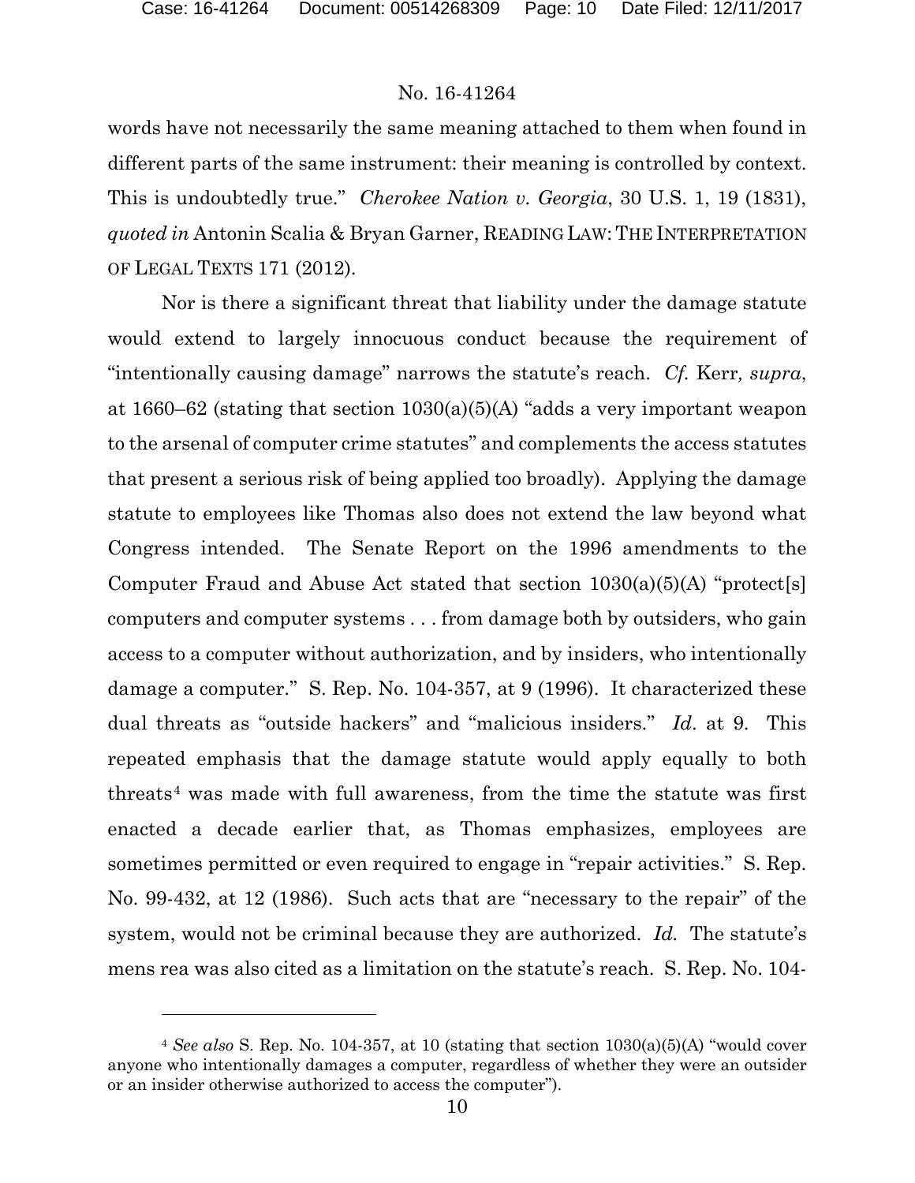words have not necessarily the same meaning attached to them when found in different parts of the same instrument: their meaning is controlled by context. This is undoubtedly true." *Cherokee Nation v. Georgia*, 30 U.S. 1, 19 (1831), *quoted in* Antonin Scalia & Bryan Garner, READING LAW: THE INTERPRETATION OF LEGAL TEXTS 171 (2012).

Nor is there a significant threat that liability under the damage statute would extend to largely innocuous conduct because the requirement of "intentionally causing damage" narrows the statute's reach. *Cf.* Kerr*, supra*, at 1660–62 (stating that section 1030(a)(5)(A) "adds a very important weapon to the arsenal of computer crime statutes" and complements the access statutes that present a serious risk of being applied too broadly). Applying the damage statute to employees like Thomas also does not extend the law beyond what Congress intended. The Senate Report on the 1996 amendments to the Computer Fraud and Abuse Act stated that section 1030(a)(5)(A) "protect[s] computers and computer systems . . . from damage both by outsiders, who gain access to a computer without authorization, and by insiders, who intentionally damage a computer." S. Rep. No. 104-357, at 9 (1996). It characterized these dual threats as "outside hackers" and "malicious insiders." *Id*. at 9. This repeated emphasis that the damage statute would apply equally to both threats[4] was made with full awareness, from the time the statute was first enacted a decade earlier that, as Thomas emphasizes, employees are sometimes permitted or even required to engage in "repair activities." S. Rep. No. 99-432, at 12 (1986). Such acts that are "necessary to the repair" of the system, would not be criminal because they are authorized. *Id.* The statute's mens rea was also cited as a limitation on the statute's reach. S. Rep. No. 104-

---

[4] *See also* S. Rep. No. 104-357, at 10 (stating that section 1030(a)(5)(A) "would cover anyone who intentionally damages a computer, regardless of whether they were an outsider or an insider otherwise authorized to access the computer").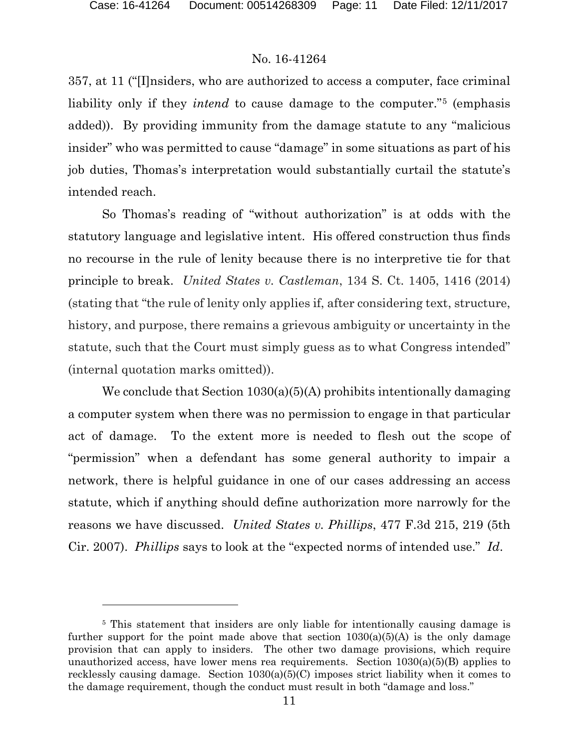357, at 11 ("[I]nsiders, who are authorized to access a computer, face criminal liability only if they *intend* to cause damage to the computer."[5] (emphasis added)). By providing immunity from the damage statute to any "malicious insider" who was permitted to cause "damage" in some situations as part of his job duties, Thomas's interpretation would substantially curtail the statute's intended reach.

So Thomas's reading of "without authorization" is at odds with the statutory language and legislative intent. His offered construction thus finds no recourse in the rule of lenity because there is no interpretive tie for that principle to break. *United States v. Castleman*, 134 S. Ct. 1405, 1416 (2014) (stating that "the rule of lenity only applies if, after considering text, structure, history, and purpose, there remains a grievous ambiguity or uncertainty in the statute, such that the Court must simply guess as to what Congress intended" (internal quotation marks omitted)).

We conclude that Section 1030(a)(5)(A) prohibits intentionally damaging a computer system when there was no permission to engage in that particular act of damage. To the extent more is needed to flesh out the scope of "permission" when a defendant has some general authority to impair a network, there is helpful guidance in one of our cases addressing an access statute, which if anything should define authorization more narrowly for the reasons we have discussed. *United States v. Phillips*, 477 F.3d 215, 219 (5th Cir. 2007). *Phillips* says to look at the "expected norms of intended use." *Id.*

[5] This statement that insiders are only liable for intentionally causing damage is further support for the point made above that section 1030(a)(5)(A) is the only damage provision that can apply to insiders. The other two damage provisions, which require unauthorized access, have lower mens rea requirements. Section 1030(a)(5)(B) applies to recklessly causing damage. Section 1030(a)(5)(C) imposes strict liability when it comes to the damage requirement, though the conduct must result in both "damage and loss."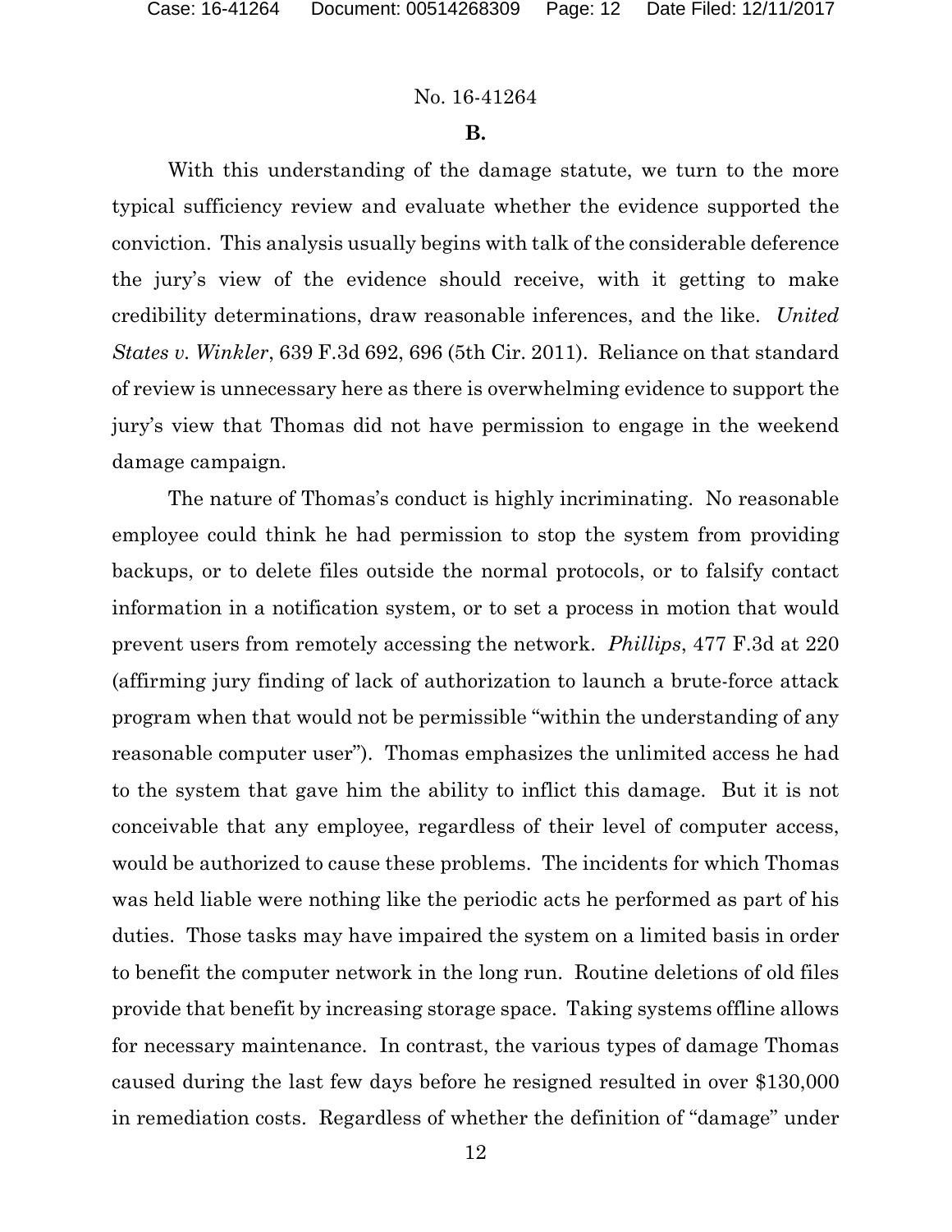**B.**

With this understanding of the damage statute, we turn to the more typical sufficiency review and evaluate whether the evidence supported the conviction. This analysis usually begins with talk of the considerable deference the jury's view of the evidence should receive, with it getting to make credibility determinations, draw reasonable inferences, and the like. *United States v. Winkler*, 639 F.3d 692, 696 (5th Cir. 2011). Reliance on that standard of review is unnecessary here as there is overwhelming evidence to support the jury's view that Thomas did not have permission to engage in the weekend damage campaign.

The nature of Thomas's conduct is highly incriminating. No reasonable employee could think he had permission to stop the system from providing backups, or to delete files outside the normal protocols, or to falsify contact information in a notification system, or to set a process in motion that would prevent users from remotely accessing the network. *Phillips*, 477 F.3d at 220 (affirming jury finding of lack of authorization to launch a brute-force attack program when that would not be permissible "within the understanding of any reasonable computer user"). Thomas emphasizes the unlimited access he had to the system that gave him the ability to inflict this damage. But it is not conceivable that any employee, regardless of their level of computer access, would be authorized to cause these problems. The incidents for which Thomas was held liable were nothing like the periodic acts he performed as part of his duties. Those tasks may have impaired the system on a limited basis in order to benefit the computer network in the long run. Routine deletions of old files provide that benefit by increasing storage space. Taking systems offline allows for necessary maintenance. In contrast, the various types of damage Thomas caused during the last few days before he resigned resulted in over $130,000 in remediation costs. Regardless of whether the definition of "damage" under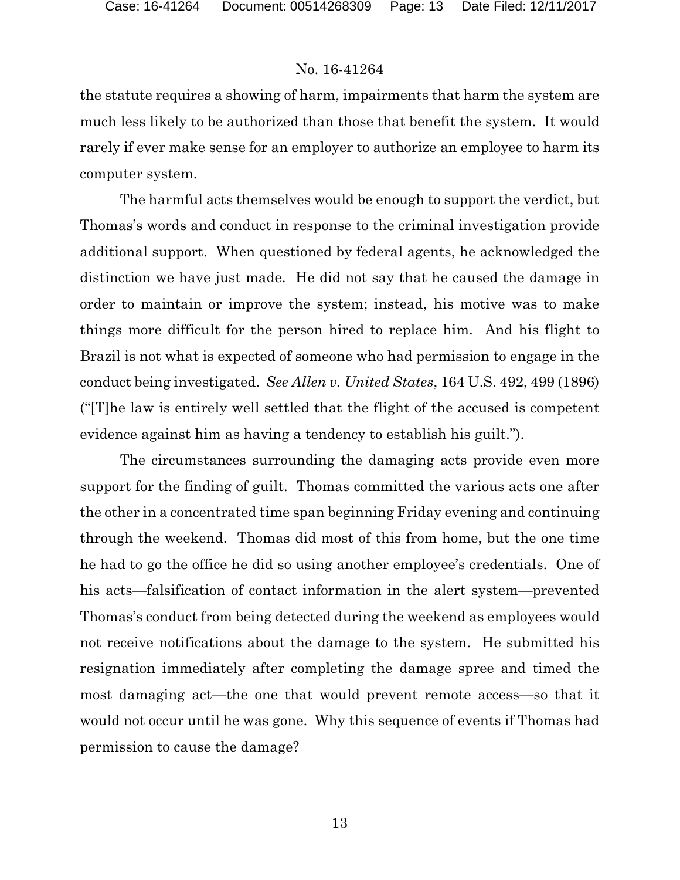the statute requires a showing of harm, impairments that harm the system are much less likely to be authorized than those that benefit the system. It would rarely if ever make sense for an employer to authorize an employee to harm its computer system.

The harmful acts themselves would be enough to support the verdict, but Thomas's words and conduct in response to the criminal investigation provide additional support. When questioned by federal agents, he acknowledged the distinction we have just made. He did not say that he caused the damage in order to maintain or improve the system; instead, his motive was to make things more difficult for the person hired to replace him. And his flight to Brazil is not what is expected of someone who had permission to engage in the conduct being investigated. *See Allen v. United States*, 164 U.S. 492, 499 (1896) ("[T]he law is entirely well settled that the flight of the accused is competent evidence against him as having a tendency to establish his guilt.").

The circumstances surrounding the damaging acts provide even more support for the finding of guilt. Thomas committed the various acts one after the other in a concentrated time span beginning Friday evening and continuing through the weekend. Thomas did most of this from home, but the one time he had to go the office he did so using another employee's credentials. One of his acts—falsification of contact information in the alert system—prevented Thomas's conduct from being detected during the weekend as employees would not receive notifications about the damage to the system. He submitted his resignation immediately after completing the damage spree and timed the most damaging act—the one that would prevent remote access—so that it would not occur until he was gone. Why this sequence of events if Thomas had permission to cause the damage?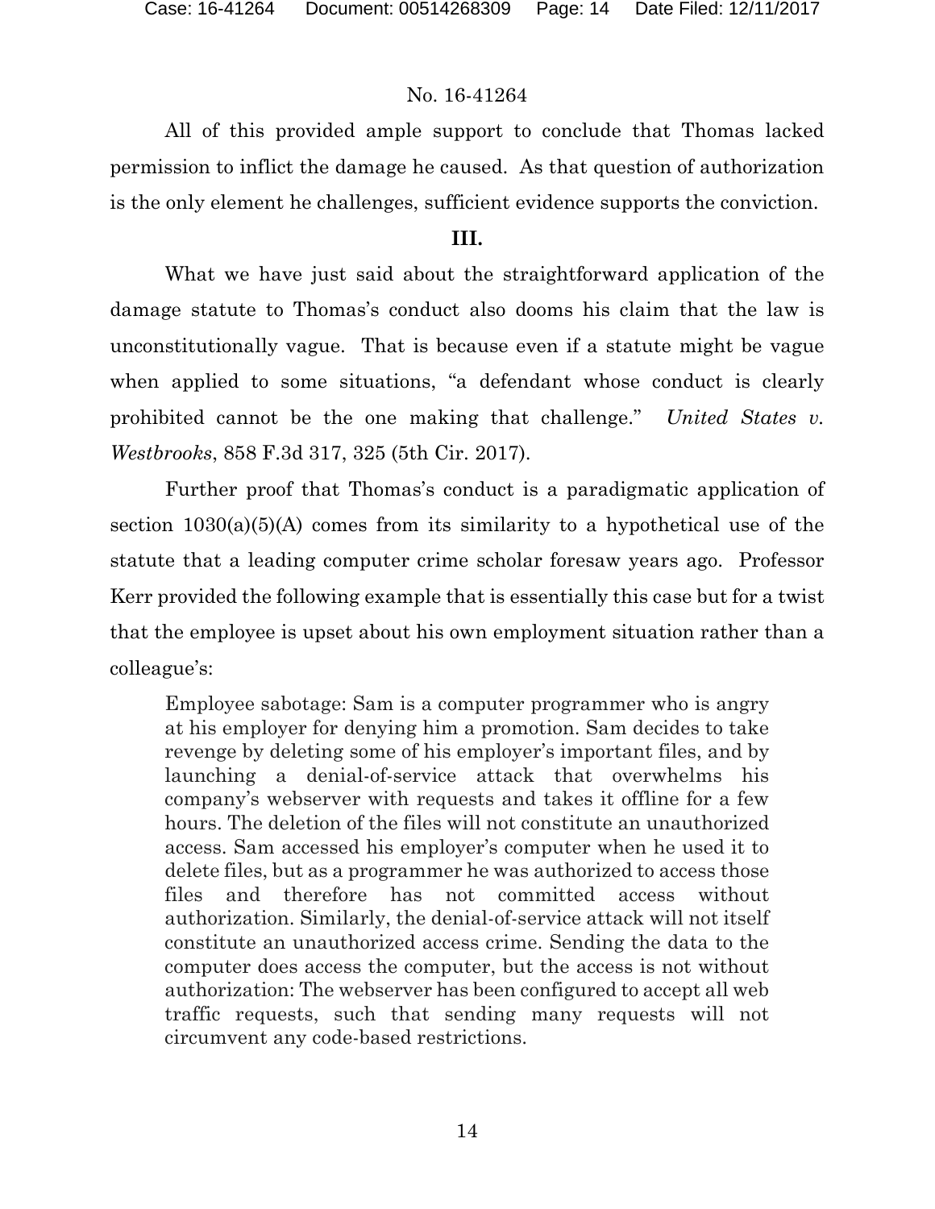All of this provided ample support to conclude that Thomas lacked permission to inflict the damage he caused. As that question of authorization is the only element he challenges, sufficient evidence supports the conviction.

## III.

What we have just said about the straightforward application of the damage statute to Thomas's conduct also dooms his claim that the law is unconstitutionally vague. That is because even if a statute might be vague when applied to some situations, "a defendant whose conduct is clearly prohibited cannot be the one making that challenge." *United States v. Westbrooks*, 858 F.3d 317, 325 (5th Cir. 2017).

Further proof that Thomas's conduct is a paradigmatic application of section 1030(a)(5)(A) comes from its similarity to a hypothetical use of the statute that a leading computer crime scholar foresaw years ago. Professor Kerr provided the following example that is essentially this case but for a twist that the employee is upset about his own employment situation rather than a colleague's:

> Employee sabotage: Sam is a computer programmer who is angry at his employer for denying him a promotion. Sam decides to take revenge by deleting some of his employer's important files, and by launching a denial-of-service attack that overwhelms his company's webserver with requests and takes it offline for a few hours. The deletion of the files will not constitute an unauthorized access. Sam accessed his employer's computer when he used it to delete files, but as a programmer he was authorized to access those files and therefore has not committed access without authorization. Similarly, the denial-of-service attack will not itself constitute an unauthorized access crime. Sending the data to the computer does access the computer, but the access is not without authorization: The webserver has been configured to accept all web traffic requests, such that sending many requests will not circumvent any code-based restrictions.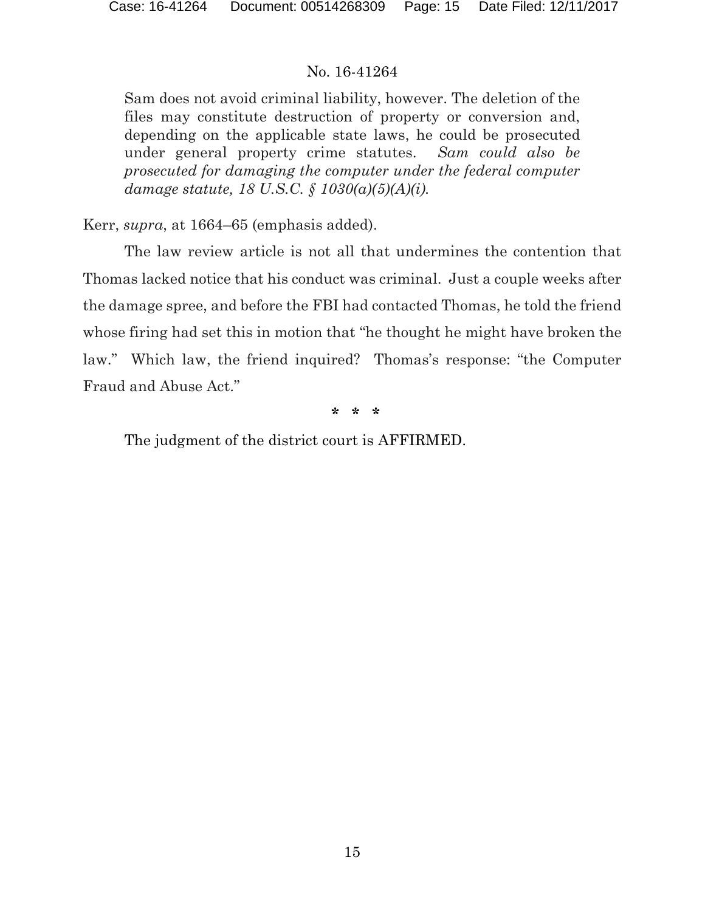> Sam does not avoid criminal liability, however. The deletion of the files may constitute destruction of property or conversion and, depending on the applicable state laws, he could be prosecuted under general property crime statutes. *Sam could also be prosecuted for damaging the computer under the federal computer damage statute, 18 U.S.C. § 1030(a)(5)(A)(i).*

Kerr, *supra*, at 1664–65 (emphasis added).

The law review article is not all that undermines the contention that Thomas lacked notice that his conduct was criminal. Just a couple weeks after the damage spree, and before the FBI had contacted Thomas, he told the friend whose firing had set this in motion that "he thought he might have broken the law." Which law, the friend inquired? Thomas's response: "the Computer Fraud and Abuse Act."

\* \* \*

The judgment of the district court is AFFIRMED.